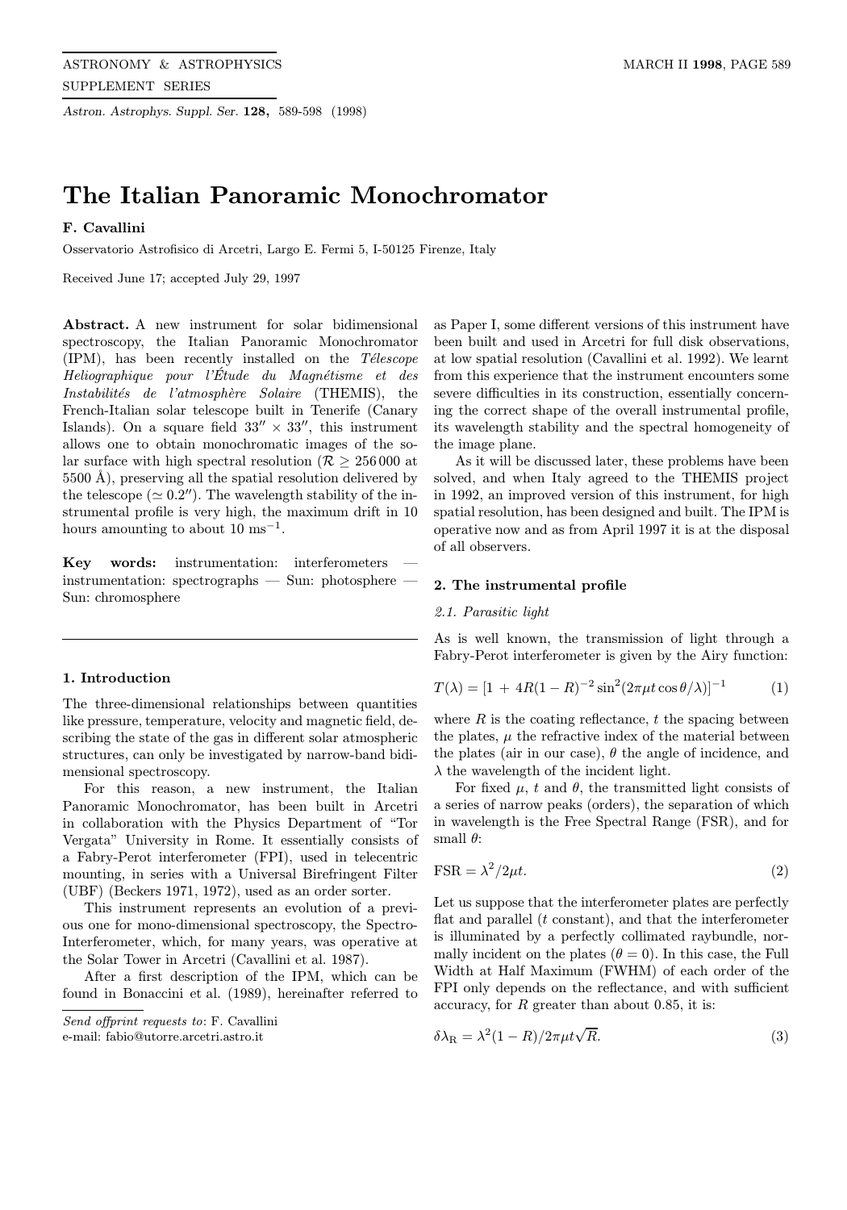# The Italian Panoramic Monochromator

**F. Cavallini**

Osservatorio Astrofisico di Arcetri, Largo E. Fermi 5, I-50125 Firenze, Italy

Received June 17; accepted July 29, 1997

**Abstract.** A new instrument for solar bidimensional spectroscopy, the Italian Panoramic Monochromator (IPM), has been recently installed on the *Télescope Heliographique pour l'Étude du Magnétisme et des Instabilités de l'atmosphère Solaire* (THEMIS), the French-Italian solar telescope built in Tenerife (Canary Islands). On a square field $33'' \times 33''$, this instrument allows one to obtain monochromatic images of the solar surface with high spectral resolution ($\mathcal{R} \geq 256\,000$ at 5500 Å), preserving all the spatial resolution delivered by the telescope ($\simeq 0.2''$). The wavelength stability of the instrumental profile is very high, the maximum drift in 10 hours amounting to about 10 $\mathrm{ms}^{-1}$.

**Key words:** instrumentation: interferometers — instrumentation: spectrographs — Sun: photosphere — Sun: chromosphere

## 1. Introduction

The three-dimensional relationships between quantities like pressure, temperature, velocity and magnetic field, describing the state of the gas in different solar atmospheric structures, can only be investigated by narrow-band bidimensional spectroscopy.

For this reason, a new instrument, the Italian Panoramic Monochromator, has been built in Arcetri in collaboration with the Physics Department of "Tor Vergata" University in Rome. It essentially consists of a Fabry-Perot interferometer (FPI), used in telecentric mounting, in series with a Universal Birefringent Filter (UBF) (Beckers 1971, 1972), used as an order sorter.

This instrument represents an evolution of a previous one for mono-dimensional spectroscopy, the Spectro-Interferometer, which, for many years, was operative at the Solar Tower in Arcetri (Cavallini et al. 1987).

After a first description of the IPM, which can be found in Bonaccini et al. (1989), hereinafter referred to as Paper I, some different versions of this instrument have been built and used in Arcetri for full disk observations, at low spatial resolution (Cavallini et al. 1992). We learnt from this experience that the instrument encounters some severe difficulties in its construction, essentially concerning the correct shape of the overall instrumental profile, its wavelength stability and the spectral homogeneity of the image plane.

As it will be discussed later, these problems have been solved, and when Italy agreed to the THEMIS project in 1992, an improved version of this instrument, for high spatial resolution, has been designed and built. The IPM is operative now and as from April 1997 it is at the disposal of all observers.

*Send offprint requests to*: F. Cavallini
e-mail: fabio@utorre.arcetri.astro.it

## 2. The instrumental profile

### 2.1. Parasitic light

As is well known, the transmission of light through a Fabry-Perot interferometer is given by the Airy function:

$$T(\lambda) = [1 + 4R(1-R)^{-2} \sin^2(2\pi\mu t \cos\theta/\lambda)]^{-1} \tag{1}$$

where $R$ is the coating reflectance, $t$ the spacing between the plates, $\mu$ the refractive index of the material between the plates (air in our case), $\theta$ the angle of incidence, and $\lambda$ the wavelength of the incident light.

For fixed $\mu$, $t$ and $\theta$, the transmitted light consists of a series of narrow peaks (orders), the separation of which in wavelength is the Free Spectral Range (FSR), and for small $\theta$:

$$\mathrm{FSR} = \lambda^2/2\mu t. \tag{2}$$

Let us suppose that the interferometer plates are perfectly flat and parallel ($t$ constant), and that the interferometer is illuminated by a perfectly collimated raybundle, normally incident on the plates ($\theta = 0$). In this case, the Full Width at Half Maximum (FWHM) of each order of the FPI only depends on the reflectance, and with sufficient accuracy, for $R$ greater than about 0.85, it is:

$$\delta\lambda_{\mathrm{R}} = \lambda^2(1-R)/2\pi\mu t\sqrt{R}. \tag{3}$$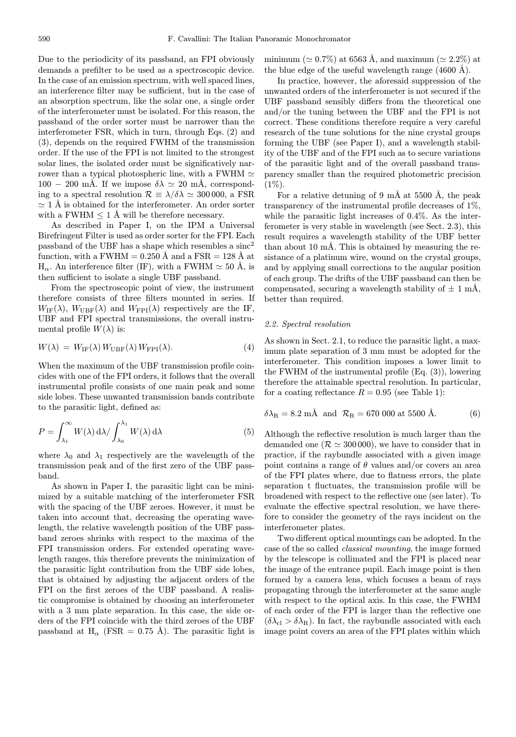Due to the periodicity of its passband, an FPI obviously demands a prefilter to be used as a spectroscopic device. In the case of an emission spectrum, with well spaced lines, an interference filter may be sufficient, but in the case of an absorption spectrum, like the solar one, a single order of the interferometer must be isolated. For this reason, the passband of the order sorter must be narrower than the interferometer FSR, which in turn, through Eqs. (2) and (3), depends on the required FWHM of the transmission order. If the use of the FPI is not limited to the strongest solar lines, the isolated order must be significatively narrower than a typical photospheric line, with a FWHM $\simeq$ 100 − 200 mÅ. If we impose $\delta\lambda \simeq 20$ mÅ, corresponding to a spectral resolution $\mathcal{R} \equiv \lambda/\delta\lambda \simeq 300\,000$, a FSR $\simeq 1$ Å is obtained for the interferometer. An order sorter with a FWHM $\leq 1$ Å will be therefore necessary.

As described in Paper I, on the IPM a Universal Birefringent Filter is used as order sorter for the FPI. Each passband of the UBF has a shape which resembles a sinc$^2$ function, with a FWHM = 0.250 Å and a FSR = 128 Å at $\mathrm{H}_\alpha$. An interference filter (IF), with a FWHM $\simeq$ 50 Å, is then sufficient to isolate a single UBF passband.

From the spectroscopic point of view, the instrument therefore consists of three filters mounted in series. If $W_{\mathrm{IF}}(\lambda)$, $W_{\mathrm{UBF}}(\lambda)$ and $W_{\mathrm{FPI}}(\lambda)$ respectively are the IF, UBF and FPI spectral transmissions, the overall instrumental profile $W(\lambda)$ is:

$$W(\lambda) \;=\; W_{\mathrm{IF}}(\lambda)\, W_{\mathrm{UBF}}(\lambda)\, W_{\mathrm{FPI}}(\lambda). \tag{4}$$

When the maximum of the UBF transmission profile coincides with one of the FPI orders, it follows that the overall instrumental profile consists of one main peak and some side lobes. These unwanted transmission bands contribute to the parasitic light, defined as:

$$P = \int_{\lambda_1}^{\infty} W(\lambda)\,\mathrm{d}\lambda \Big/ \int_{\lambda_0}^{\lambda_1} W(\lambda)\,\mathrm{d}\lambda \tag{5}$$

where $\lambda_0$ and $\lambda_1$ respectively are the wavelength of the transmission peak and of the first zero of the UBF passband.

As shown in Paper I, the parasitic light can be minimized by a suitable matching of the interferometer FSR with the spacing of the UBF zeroes. However, it must be taken into account that, decreasing the operating wavelength, the relative wavelength position of the UBF passband zeroes shrinks with respect to the maxima of the FPI transmission orders. For extended operating wavelength ranges, this therefore prevents the minimization of the parasitic light contribution from the UBF side lobes, that is obtained by adjusting the adjacent orders of the FPI on the first zeroes of the UBF passband. A realistic compromise is obtained by choosing an interferometer with a 3 mm plate separation. In this case, the side orders of the FPI coincide with the third zeroes of the UBF passband at $\mathrm{H}_\alpha$ (FSR = 0.75 Å). The parasitic light is minimum ($\simeq 0.7\%$) at 6563 Å, and maximum ($\simeq 2.2\%$) at the blue edge of the useful wavelength range (4600 Å).

In practice, however, the aforesaid suppression of the unwanted orders of the interferometer is not secured if the UBF passband sensibly differs from the theoretical one and/or the tuning between the UBF and the FPI is not correct. These conditions therefore require a very careful research of the tune solutions for the nine crystal groups forming the UBF (see Paper I), and a wavelength stability of the UBF and of the FPI such as to secure variations of the parasitic light and of the overall passband transparency smaller than the required photometric precision (1%).

For a relative detuning of 9 mÅ at 5500 Å, the peak transparency of the instrumental profile decreases of 1%, while the parasitic light increases of 0.4%. As the interferometer is very stable in wavelength (see Sect. 2.3), this result requires a wavelength stability of the UBF better than about 10 mÅ. This is obtained by measuring the resistance of a platinum wire, wound on the crystal groups, and by applying small corrections to the angular position of each group. The drifts of the UBF passband can then be compensated, securing a wavelength stability of $\pm$ 1 mÅ, better than required.

### *2.2. Spectral resolution*

As shown in Sect. 2.1, to reduce the parasitic light, a maximum plate separation of 3 mm must be adopted for the interferometer. This condition imposes a lower limit to the FWHM of the instrumental profile (Eq. (3)), lowering therefore the attainable spectral resolution. In particular, for a coating reflectance $R = 0.95$ (see Table 1):

$$\delta\lambda_{\mathrm{R}} = 8.2 \text{ mÅ} \;\; \text{and} \;\; \mathcal{R}_{\mathrm{R}} = 670\ 000 \text{ at } 5500 \text{ Å}. \tag{6}$$

Although the reflective resolution is much larger than the demanded one ($\mathcal{R} \simeq 300\,000$), we have to consider that in practice, if the raybundle associated with a given image point contains a range of $\theta$ values and/or covers an area of the FPI plates where, due to flatness errors, the plate separation t fluctuates, the transmission profile will be broadened with respect to the reflective one (see later). To evaluate the effective spectral resolution, we have therefore to consider the geometry of the rays incident on the interferometer plates.

Two different optical mountings can be adopted. In the case of the so called *classical mounting*, the image formed by the telescope is collimated and the FPI is placed near the image of the entrance pupil. Each image point is then formed by a camera lens, which focuses a beam of rays propagating through the interferometer at the same angle with respect to the optical axis. In this case, the FWHM of each order of the FPI is larger than the reflective one ($\delta\lambda_{\mathrm{cl}} > \delta\lambda_{\mathrm{R}}$). In fact, the raybundle associated with each image point covers an area of the FPI plates within which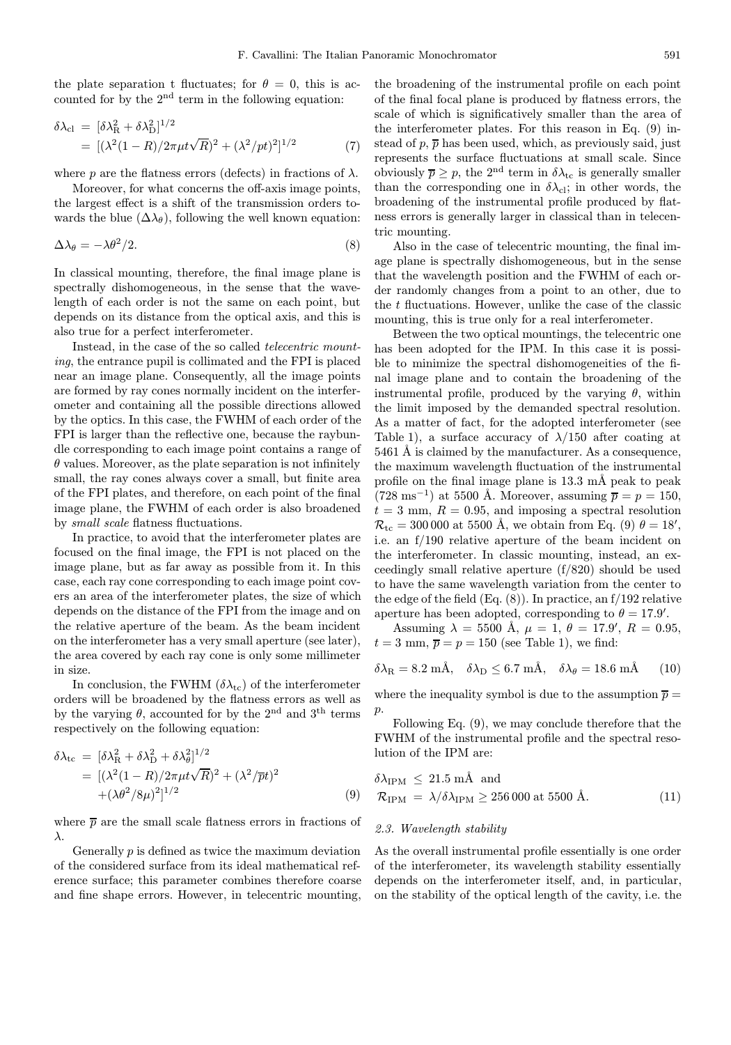the plate separation t fluctuates; for $\theta = 0$, this is accounted for by the 2nd term in the following equation:

$$\begin{aligned}\delta\lambda_{\rm cl} &= [\delta\lambda_{\rm R}^2 + \delta\lambda_{\rm D}^2]^{1/2} \\ &= [(\lambda^2(1-R)/2\pi\mu t\sqrt{R})^2 + (\lambda^2/pt)^2]^{1/2} \end{aligned} \quad (7)$$

where $p$ are the flatness errors (defects) in fractions of $\lambda$.

Moreover, for what concerns the off-axis image points, the largest effect is a shift of the transmission orders towards the blue ($\Delta\lambda_\theta$), following the well known equation:

$$\Delta\lambda_\theta = -\lambda\theta^2/2. \quad (8)$$

In classical mounting, therefore, the final image plane is spectrally dishomogeneous, in the sense that the wavelength of each order is not the same on each point, but depends on its distance from the optical axis, and this is also true for a perfect interferometer.

Instead, in the case of the so called *telecentric mounting*, the entrance pupil is collimated and the FPI is placed near an image plane. Consequently, all the image points are formed by ray cones normally incident on the interferometer and containing all the possible directions allowed by the optics. In this case, the FWHM of each order of the FPI is larger than the reflective one, because the raybundle corresponding to each image point contains a range of $\theta$ values. Moreover, as the plate separation is not infinitely small, the ray cones always cover a small, but finite area of the FPI plates, and therefore, on each point of the final image plane, the FWHM of each order is also broadened by *small scale* flatness fluctuations.

In practice, to avoid that the interferometer plates are focused on the final image, the FPI is not placed on the image plane, but as far away as possible from it. In this case, each ray cone corresponding to each image point covers an area of the interferometer plates, the size of which depends on the distance of the FPI from the image and on the relative aperture of the beam. As the beam incident on the interferometer has a very small aperture (see later), the area covered by each ray cone is only some millimeter in size.

In conclusion, the FWHM ($\delta\lambda_{\rm tc}$) of the interferometer orders will be broadened by the flatness errors as well as by the varying $\theta$, accounted for by the 2nd and 3th terms respectively on the following equation:

$$\begin{aligned}\delta\lambda_{\rm tc} &= [\delta\lambda_{\rm R}^2 + \delta\lambda_{\rm D}^2 + \delta\lambda_\theta^2]^{1/2} \\ &= [(\lambda^2(1-R)/2\pi\mu t\sqrt{R})^2 + (\lambda^2/\overline{p}t)^2 \\ &\quad + (\lambda\theta^2/8\mu)^2]^{1/2} \end{aligned} \quad (9)$$

where $\overline{p}$ are the small scale flatness errors in fractions of $\lambda$.

Generally $p$ is defined as twice the maximum deviation of the considered surface from its ideal mathematical reference surface; this parameter combines therefore coarse and fine shape errors. However, in telecentric mounting, the broadening of the instrumental profile on each point of the final focal plane is produced by flatness errors, the scale of which is significatively smaller than the area of the interferometer plates. For this reason in Eq. (9) instead of $p$, $\overline{p}$ has been used, which, as previously said, just represents the surface fluctuations at small scale. Since obviously $\overline{p} \geq p$, the 2nd term in $\delta\lambda_{\rm tc}$ is generally smaller than the corresponding one in $\delta\lambda_{\rm cl}$; in other words, the broadening of the instrumental profile produced by flatness errors is generally larger in classical than in telecentric mounting.

Also in the case of telecentric mounting, the final image plane is spectrally dishomogeneous, but in the sense that the wavelength position and the FWHM of each order randomly changes from a point to an other, due to the $t$ fluctuations. However, unlike the case of the classic mounting, this is true only for a real interferometer.

Between the two optical mountings, the telecentric one has been adopted for the IPM. In this case it is possible to minimize the spectral dishomogeneities of the final image plane and to contain the broadening of the instrumental profile, produced by the varying $\theta$, within the limit imposed by the demanded spectral resolution. As a matter of fact, for the adopted interferometer (see Table 1), a surface accuracy of $\lambda/150$ after coating at 5461 Å is claimed by the manufacturer. As a consequence, the maximum wavelength fluctuation of the instrumental profile on the final image plane is 13.3 mÅ peak to peak (728 $\rm ms^{-1}$) at 5500 Å. Moreover, assuming $\overline{p} = p = 150$, $t = 3$ mm, $R = 0.95$, and imposing a spectral resolution $\mathcal{R}_{\rm tc} = 300\,000$ at 5500 Å, we obtain from Eq. (9) $\theta = 18'$, i.e. an f/190 relative aperture of the beam incident on the interferometer. In classic mounting, instead, an exceedingly small relative aperture (f/820) should be used to have the same wavelength variation from the center to the edge of the field (Eq. (8)). In practice, an f/192 relative aperture has been adopted, corresponding to $\theta = 17.9'$.

Assuming $\lambda = 5500$ Å, $\mu = 1$, $\theta = 17.9'$, $R = 0.95$, $t = 3$ mm, $\overline{p} = p = 150$ (see Table 1), we find:

$$\delta\lambda_{\rm R} = 8.2 \text{ mÅ}, \quad \delta\lambda_{\rm D} \leq 6.7 \text{ mÅ}, \quad \delta\lambda_\theta = 18.6 \text{ mÅ} \quad (10)$$

where the inequality symbol is due to the assumption $\overline{p} = p$.

Following Eq. (9), we may conclude therefore that the FWHM of the instrumental profile and the spectral resolution of the IPM are:

$$\begin{aligned}\delta\lambda_{\rm IPM} &\leq 21.5 \text{ mÅ} \quad \text{and} \\ \mathcal{R}_{\rm IPM} &= \lambda/\delta\lambda_{\rm IPM} \geq 256\,000 \text{ at } 5500 \text{ Å}. \end{aligned} \quad (11)$$

### 2.3. Wavelength stability

As the overall instrumental profile essentially is one order of the interferometer, its wavelength stability essentially depends on the interferometer itself, and, in particular, on the stability of the optical length of the cavity, i.e. the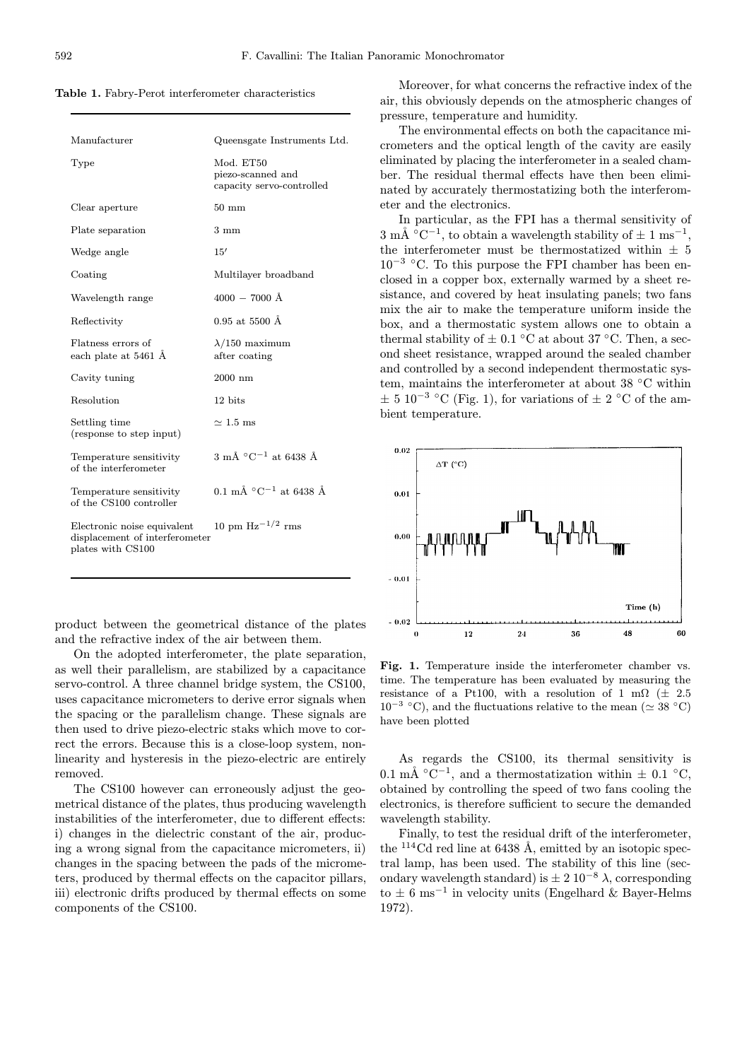**Table 1.** Fabry-Perot interferometer characteristics

| | |
|---|---|
| Manufacturer | Queensgate Instruments Ltd. |
| Type | Mod. ET50 piezo-scanned and capacity servo-controlled |
| Clear aperture | 50 mm |
| Plate separation | 3 mm |
| Wedge angle | 15′ |
| Coating | Multilayer broadband |
| Wavelength range | 4000 − 7000 Å |
| Reflectivity | 0.95 at 5500 Å |
| Flatness errors of each plate at 5461 Å | $\lambda$/150 maximum after coating |
| Cavity tuning | 2000 nm |
| Resolution | 12 bits |
| Settling time (response to step input) | $\simeq$ 1.5 ms |
| Temperature sensitivity of the interferometer | 3 mÅ $^\circ$C$^{-1}$ at 6438 Å |
| Temperature sensitivity of the CS100 controller | 0.1 mÅ $^\circ$C$^{-1}$ at 6438 Å |
| Electronic noise equivalent displacement of interferometer plates with CS100 | 10 pm Hz$^{-1/2}$ rms |

product between the geometrical distance of the plates and the refractive index of the air between them.

On the adopted interferometer, the plate separation, as well their parallelism, are stabilized by a capacitance servo-control. A three channel bridge system, the CS100, uses capacitance micrometers to derive error signals when the spacing or the parallelism change. These signals are then used to drive piezo-electric staks which move to correct the errors. Because this is a close-loop system, nonlinearity and hysteresis in the piezo-electric are entirely removed.

The CS100 however can erroneously adjust the geometrical distance of the plates, thus producing wavelength instabilities of the interferometer, due to different effects: i) changes in the dielectric constant of the air, producing a wrong signal from the capacitance micrometers, ii) changes in the spacing between the pads of the micrometers, produced by thermal effects on the capacitor pillars, iii) electronic drifts produced by thermal effects on some components of the CS100.

Moreover, for what concerns the refractive index of the air, this obviously depends on the atmospheric changes of pressure, temperature and humidity.

The environmental effects on both the capacitance micrometers and the optical length of the cavity are easily eliminated by placing the interferometer in a sealed chamber. The residual thermal effects have then been eliminated by accurately thermostatizing both the interferometer and the electronics.

In particular, as the FPI has a thermal sensitivity of 3 mÅ $^\circ$C$^{-1}$, to obtain a wavelength stability of $\pm$ 1 ms$^{-1}$, the interferometer must be thermostatized within $\pm$ 5 $10^{-3}$ $^\circ$C. To this purpose the FPI chamber has been enclosed in a copper box, externally warmed by a sheet resistance, and covered by heat insulating panels; two fans mix the air to make the temperature uniform inside the box, and a thermostatic system allows one to obtain a thermal stability of $\pm$ 0.1 $^\circ$C at about 37 $^\circ$C. Then, a second sheet resistance, wrapped around the sealed chamber and controlled by a second independent thermostatic system, maintains the interferometer at about 38 $^\circ$C within $\pm$ 5 $10^{-3}$ $^\circ$C (Fig. 1), for variations of $\pm$ 2 $^\circ$C of the ambient temperature.

**Fig. 1.** Temperature inside the interferometer chamber vs. time. The temperature has been evaluated by measuring the resistance of a Pt100, with a resolution of 1 m$\Omega$ ($\pm$ 2.5 $10^{-3}$ $^\circ$C), and the fluctuations relative to the mean ($\simeq$ 38 $^\circ$C) have been plotted

As regards the CS100, its thermal sensitivity is 0.1 mÅ $^\circ$C$^{-1}$, and a thermostatization within $\pm$ 0.1 $^\circ$C, obtained by controlling the speed of two fans cooling the electronics, is therefore sufficient to secure the demanded wavelength stability.

Finally, to test the residual drift of the interferometer, the $^{114}$Cd red line at 6438 Å, emitted by an isotopic spectral lamp, has been used. The stability of this line (secondary wavelength standard) is $\pm$ 2 $10^{-8}$ $\lambda$, corresponding to $\pm$ 6 ms$^{-1}$ in velocity units (Engelhard & Bayer-Helms 1972).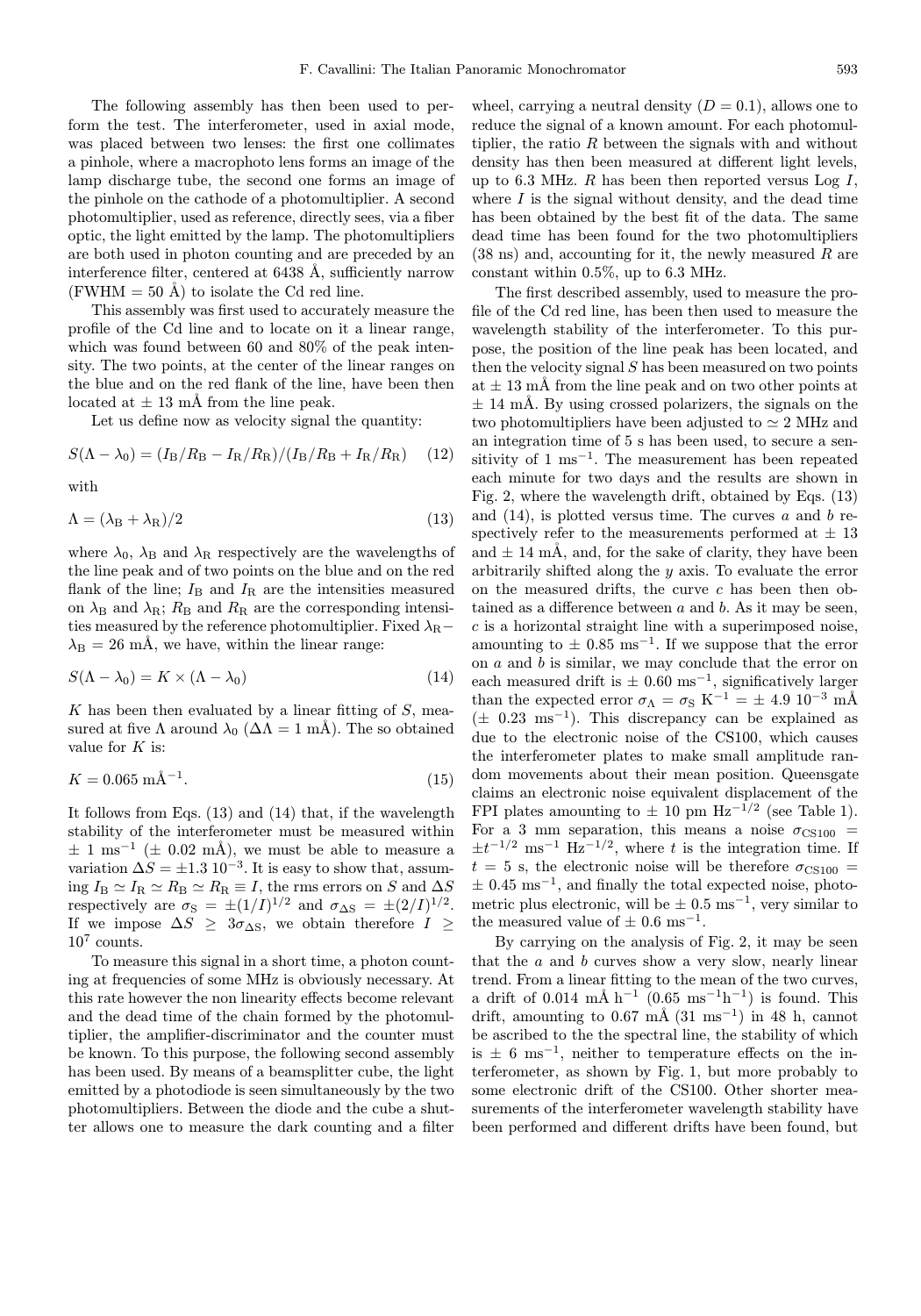The following assembly has then been used to perform the test. The interferometer, used in axial mode, was placed between two lenses: the first one collimates a pinhole, where a macrophoto lens forms an image of the lamp discharge tube, the second one forms an image of the pinhole on the cathode of a photomultiplier. A second photomultiplier, used as reference, directly sees, via a fiber optic, the light emitted by the lamp. The photomultipliers are both used in photon counting and are preceded by an interference filter, centered at 6438 Å, sufficiently narrow (FWHM = 50 Å) to isolate the Cd red line.

This assembly was first used to accurately measure the profile of the Cd line and to locate on it a linear range, which was found between 60 and 80% of the peak intensity. The two points, at the center of the linear ranges on the blue and on the red flank of the line, have been then located at ± 13 mÅ from the line peak.

Let us define now as velocity signal the quantity:

$$S(\Lambda - \lambda_0) = (I_\mathrm{B}/R_\mathrm{B} - I_\mathrm{R}/R_\mathrm{R})/(I_\mathrm{B}/R_\mathrm{B} + I_\mathrm{R}/R_\mathrm{R}) \quad (12)$$

with

$$\Lambda = (\lambda_\mathrm{B} + \lambda_\mathrm{R})/2 \quad (13)$$

where $\lambda_0$, $\lambda_\mathrm{B}$ and $\lambda_\mathrm{R}$ respectively are the wavelengths of the line peak and of two points on the blue and on the red flank of the line; $I_\mathrm{B}$ and $I_\mathrm{R}$ are the intensities measured on $\lambda_\mathrm{B}$ and $\lambda_\mathrm{R}$; $R_\mathrm{B}$ and $R_\mathrm{R}$ are the corresponding intensities measured by the reference photomultiplier. Fixed $\lambda_\mathrm{R} - \lambda_\mathrm{B}$ = 26 mÅ, we have, within the linear range:

$$S(\Lambda - \lambda_0) = K \times (\Lambda - \lambda_0) \quad (14)$$

$K$ has been then evaluated by a linear fitting of $S$, measured at five $\Lambda$ around $\lambda_0$ ($\Delta\Lambda$ = 1 mÅ). The so obtained value for $K$ is:

$$K = 0.065 \ \mathrm{m\AA^{-1}}. \quad (15)$$

It follows from Eqs. (13) and (14) that, if the wavelength stability of the interferometer must be measured within ± 1 $\mathrm{ms^{-1}}$ (± 0.02 mÅ), we must be able to measure a variation $\Delta S = \pm 1.3\ 10^{-3}$. It is easy to show that, assuming $I_\mathrm{B} \simeq I_\mathrm{R} \simeq R_\mathrm{B} \simeq R_\mathrm{R} \equiv I$, the rms errors on $S$ and $\Delta S$ respectively are $\sigma_\mathrm{S} = \pm(1/I)^{1/2}$ and $\sigma_{\Delta\mathrm{S}} = \pm(2/I)^{1/2}$. If we impose $\Delta S \geq 3\sigma_{\Delta\mathrm{S}}$, we obtain therefore $I \geq 10^7$ counts.

To measure this signal in a short time, a photon counting at frequencies of some MHz is obviously necessary. At this rate however the non linearity effects become relevant and the dead time of the chain formed by the photomultiplier, the amplifier-discriminator and the counter must be known. To this purpose, the following second assembly has been used. By means of a beamsplitter cube, the light emitted by a photodiode is seen simultaneously by the two photomultipliers. Between the diode and the cube a shutter allows one to measure the dark counting and a filter wheel, carrying a neutral density ($D = 0.1$), allows one to reduce the signal of a known amount. For each photomultiplier, the ratio $R$ between the signals with and without density has then been measured at different light levels, up to 6.3 MHz. $R$ has been then reported versus Log $I$, where $I$ is the signal without density, and the dead time has been obtained by the best fit of the data. The same dead time has been found for the two photomultipliers (38 ns) and, accounting for it, the newly measured $R$ are constant within 0.5%, up to 6.3 MHz.

The first described assembly, used to measure the profile of the Cd red line, has been then used to measure the wavelength stability of the interferometer. To this purpose, the position of the line peak has been located, and then the velocity signal $S$ has been measured on two points at ± 13 mÅ from the line peak and on two other points at ± 14 mÅ. By using crossed polarizers, the signals on the two photomultipliers have been adjusted to $\simeq$ 2 MHz and an integration time of 5 s has been used, to secure a sensitivity of 1 $\mathrm{ms^{-1}}$. The measurement has been repeated each minute for two days and the results are shown in Fig. 2, where the wavelength drift, obtained by Eqs. (13) and (14), is plotted versus time. The curves $a$ and $b$ respectively refer to the measurements performed at ± 13 and ± 14 mÅ, and, for the sake of clarity, they have been arbitrarily shifted along the $y$ axis. To evaluate the error on the measured drifts, the curve $c$ has been then obtained as a difference between $a$ and $b$. As it may be seen, $c$ is a horizontal straight line with a superimposed noise, amounting to ± 0.85 $\mathrm{ms^{-1}}$. If we suppose that the error on $a$ and $b$ is similar, we may conclude that the error on each measured drift is ± 0.60 $\mathrm{ms^{-1}}$, significatively larger than the expected error $\sigma_\Lambda = \sigma_\mathrm{S}\ K^{-1} = \pm\ 4.9\ 10^{-3}$ mÅ (± 0.23 $\mathrm{ms^{-1}}$). This discrepancy can be explained as due to the electronic noise of the CS100, which causes the interferometer plates to make small amplitude random movements about their mean position. Queensgate claims an electronic noise equivalent displacement of the FPI plates amounting to ± 10 pm $\mathrm{Hz^{-1/2}}$ (see Table 1). For a 3 mm separation, this means a noise $\sigma_\mathrm{CS100} = \pm t^{-1/2}$ $\mathrm{ms^{-1}}$ $\mathrm{Hz^{-1/2}}$, where $t$ is the integration time. If $t$ = 5 s, the electronic noise will be therefore $\sigma_\mathrm{CS100}$ = ± 0.45 $\mathrm{ms^{-1}}$, and finally the total expected noise, photometric plus electronic, will be ± 0.5 $\mathrm{ms^{-1}}$, very similar to the measured value of ± 0.6 $\mathrm{ms^{-1}}$.

By carrying on the analysis of Fig. 2, it may be seen that the $a$ and $b$ curves show a very slow, nearly linear trend. From a linear fitting to the mean of the two curves, a drift of 0.014 mÅ $\mathrm{h^{-1}}$ (0.65 $\mathrm{ms^{-1}h^{-1}}$) is found. This drift, amounting to 0.67 mÅ (31 $\mathrm{ms^{-1}}$) in 48 h, cannot be ascribed to the the spectral line, the stability of which is ± 6 $\mathrm{ms^{-1}}$, neither to temperature effects on the interferometer, as shown by Fig. 1, but more probably to some electronic drift of the CS100. Other shorter measurements of the interferometer wavelength stability have been performed and different drifts have been found, but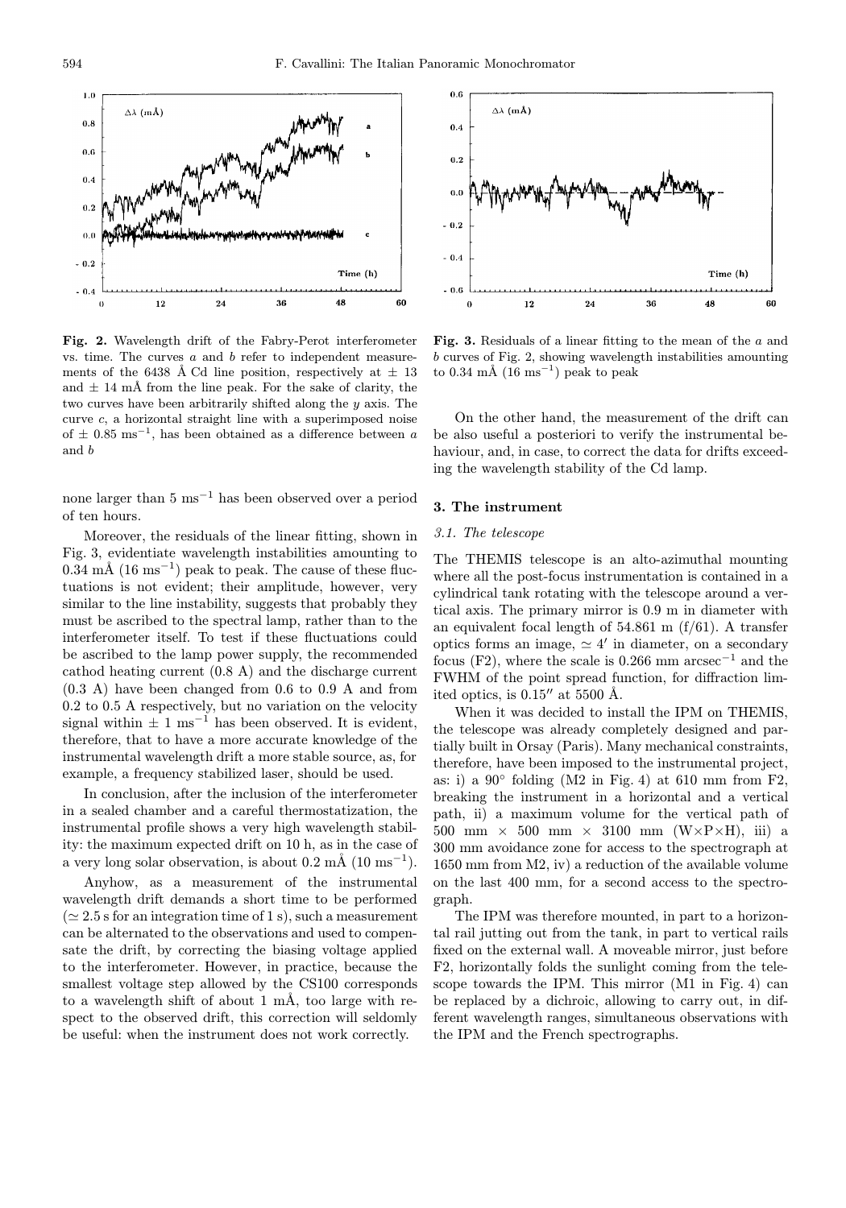**Fig. 2.** Wavelength drift of the Fabry-Perot interferometer vs. time. The curves *a* and *b* refer to independent measurements of the 6438 Å Cd line position, respectively at ± 13 and ± 14 mÅ from the line peak. For the sake of clarity, the two curves have been arbitrarily shifted along the *y* axis. The curve *c*, a horizontal straight line with a superimposed noise of ± 0.85 $\mathrm{ms^{-1}}$, has been obtained as a difference between *a* and *b*

**Fig. 3.** Residuals of a linear fitting to the mean of the *a* and *b* curves of Fig. 2, showing wavelength instabilities amounting to 0.34 mÅ (16 $\mathrm{ms^{-1}}$) peak to peak

none larger than 5 $\mathrm{ms^{-1}}$ has been observed over a period of ten hours.

Moreover, the residuals of the linear fitting, shown in Fig. 3, evidentiate wavelength instabilities amounting to 0.34 mÅ (16 $\mathrm{ms^{-1}}$) peak to peak. The cause of these fluctuations is not evident; their amplitude, however, very similar to the line instability, suggests that probably they must be ascribed to the spectral lamp, rather than to the interferometer itself. To test if these fluctuations could be ascribed to the lamp power supply, the recommended cathod heating current (0.8 A) and the discharge current (0.3 A) have been changed from 0.6 to 0.9 A and from 0.2 to 0.5 A respectively, but no variation on the velocity signal within ± 1 $\mathrm{ms^{-1}}$ has been observed. It is evident, therefore, that to have a more accurate knowledge of the instrumental wavelength drift a more stable source, as, for example, a frequency stabilized laser, should be used.

In conclusion, after the inclusion of the interferometer in a sealed chamber and a careful thermostatization, the instrumental profile shows a very high wavelength stability: the maximum expected drift on 10 h, as in the case of a very long solar observation, is about 0.2 mÅ (10 $\mathrm{ms^{-1}}$).

Anyhow, as a measurement of the instrumental wavelength drift demands a short time to be performed ($\simeq 2.5$ s for an integration time of 1 s), such a measurement can be alternated to the observations and used to compensate the drift, by correcting the biasing voltage applied to the interferometer. However, in practice, because the smallest voltage step allowed by the CS100 corresponds to a wavelength shift of about 1 mÅ, too large with respect to the observed drift, this correction will seldomly be useful: when the instrument does not work correctly.

On the other hand, the measurement of the drift can be also useful a posteriori to verify the instrumental behaviour, and, in case, to correct the data for drifts exceeding the wavelength stability of the Cd lamp.

## 3. The instrument

### 3.1. The telescope

The THEMIS telescope is an alto-azimuthal mounting where all the post-focus instrumentation is contained in a cylindrical tank rotating with the telescope around a vertical axis. The primary mirror is 0.9 m in diameter with an equivalent focal length of 54.861 m (f/61). A transfer optics forms an image, $\simeq 4'$ in diameter, on a secondary focus (F2), where the scale is 0.266 mm $\mathrm{arcsec^{-1}}$ and the FWHM of the point spread function, for diffraction limited optics, is $0.15''$ at 5500 Å.

When it was decided to install the IPM on THEMIS, the telescope was already completely designed and partially built in Orsay (Paris). Many mechanical constraints, therefore, have been imposed to the instrumental project, as: i) a 90° folding (M2 in Fig. 4) at 610 mm from F2, breaking the instrument in a horizontal and a vertical path, ii) a maximum volume for the vertical path of 500 mm × 500 mm × 3100 mm (W×P×H), iii) a 300 mm avoidance zone for access to the spectrograph at 1650 mm from M2, iv) a reduction of the available volume on the last 400 mm, for a second access to the spectrograph.

The IPM was therefore mounted, in part to a horizontal rail jutting out from the tank, in part to vertical rails fixed on the external wall. A moveable mirror, just before F2, horizontally folds the sunlight coming from the telescope towards the IPM. This mirror (M1 in Fig. 4) can be replaced by a dichroic, allowing to carry out, in different wavelength ranges, simultaneous observations with the IPM and the French spectrographs.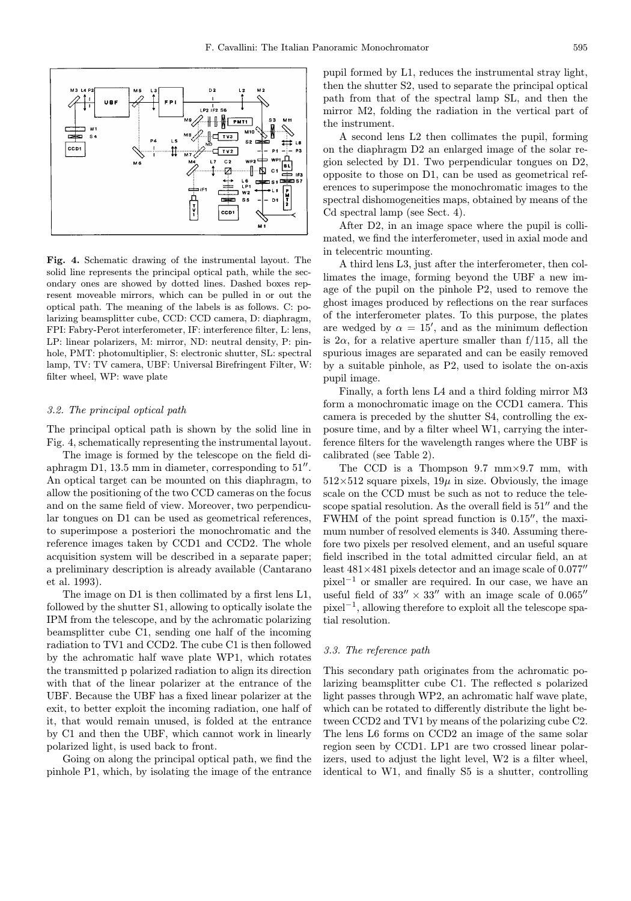**Fig. 4.** Schematic drawing of the instrumental layout. The solid line represents the principal optical path, while the secondary ones are showed by dotted lines. Dashed boxes represent moveable mirrors, which can be pulled in or out the optical path. The meaning of the labels is as follows. C: polarizing beamsplitter cube, CCD: CCD camera, D: diaphragm, FPI: Fabry-Perot interferometer, IF: interference filter, L: lens, LP: linear polarizers, M: mirror, ND: neutral density, P: pinhole, PMT: photomultiplier, S: electronic shutter, SL: spectral lamp, TV: TV camera, UBF: Universal Birefringent Filter, W: filter wheel, WP: wave plate

### *3.2. The principal optical path*

The principal optical path is shown by the solid line in Fig. 4, schematically representing the instrumental layout.

The image is formed by the telescope on the field diaphragm D1, 13.5 mm in diameter, corresponding to $51''$. An optical target can be mounted on this diaphragm, to allow the positioning of the two CCD cameras on the focus and on the same field of view. Moreover, two perpendicular tongues on D1 can be used as geometrical references, to superimpose a posteriori the monochromatic and the reference images taken by CCD1 and CCD2. The whole acquisition system will be described in a separate paper; a preliminary description is already available (Cantarano et al. 1993).

The image on D1 is then collimated by a first lens L1, followed by the shutter S1, allowing to optically isolate the IPM from the telescope, and by the achromatic polarizing beamsplitter cube C1, sending one half of the incoming radiation to TV1 and CCD2. The cube C1 is then followed by the achromatic half wave plate WP1, which rotates the transmitted p polarized radiation to align its direction with that of the linear polarizer at the entrance of the UBF. Because the UBF has a fixed linear polarizer at the exit, to better exploit the incoming radiation, one half of it, that would remain unused, is folded at the entrance by C1 and then the UBF, which cannot work in linearly polarized light, is used back to front.

Going on along the principal optical path, we find the pinhole P1, which, by isolating the image of the entrance pupil formed by L1, reduces the instrumental stray light, then the shutter S2, used to separate the principal optical path from that of the spectral lamp SL, and then the mirror M2, folding the radiation in the vertical part of the instrument.

A second lens L2 then collimates the pupil, forming on the diaphragm D2 an enlarged image of the solar region selected by D1. Two perpendicular tongues on D2, opposite to those on D1, can be used as geometrical references to superimpose the monochromatic images to the spectral dishomogeneities maps, obtained by means of the Cd spectral lamp (see Sect. 4).

After D2, in an image space where the pupil is collimated, we find the interferometer, used in axial mode and in telecentric mounting.

A third lens L3, just after the interferometer, then collimates the image, forming beyond the UBF a new image of the pupil on the pinhole P2, used to remove the ghost images produced by reflections on the rear surfaces of the interferometer plates. To this purpose, the plates are wedged by $\alpha = 15'$, and as the minimum deflection is $2\alpha$, for a relative aperture smaller than f/115, all the spurious images are separated and can be easily removed by a suitable pinhole, as P2, used to isolate the on-axis pupil image.

Finally, a forth lens L4 and a third folding mirror M3 form a monochromatic image on the CCD1 camera. This camera is preceded by the shutter S4, controlling the exposure time, and by a filter wheel W1, carrying the interference filters for the wavelength ranges where the UBF is calibrated (see Table 2).

The CCD is a Thompson 9.7 mm$\times$9.7 mm, with $512\times512$ square pixels, $19\mu$ in size. Obviously, the image scale on the CCD must be such as not to reduce the telescope spatial resolution. As the overall field is $51''$ and the FWHM of the point spread function is $0.15''$, the maximum number of resolved elements is 340. Assuming therefore two pixels per resolved element, and an useful square field inscribed in the total admitted circular field, an at least $481\times481$ pixels detector and an image scale of $0.077''$ pixel$^{-1}$ or smaller are required. In our case, we have an useful field of $33'' \times 33''$ with an image scale of $0.065''$ pixel$^{-1}$, allowing therefore to exploit all the telescope spatial resolution.

### *3.3. The reference path*

This secondary path originates from the achromatic polarizing beamsplitter cube C1. The reflected s polarized light passes through WP2, an achromatic half wave plate, which can be rotated to differently distribute the light between CCD2 and TV1 by means of the polarizing cube C2. The lens L6 forms on CCD2 an image of the same solar region seen by CCD1. LP1 are two crossed linear polarizers, used to adjust the light level, W2 is a filter wheel, identical to W1, and finally S5 is a shutter, controlling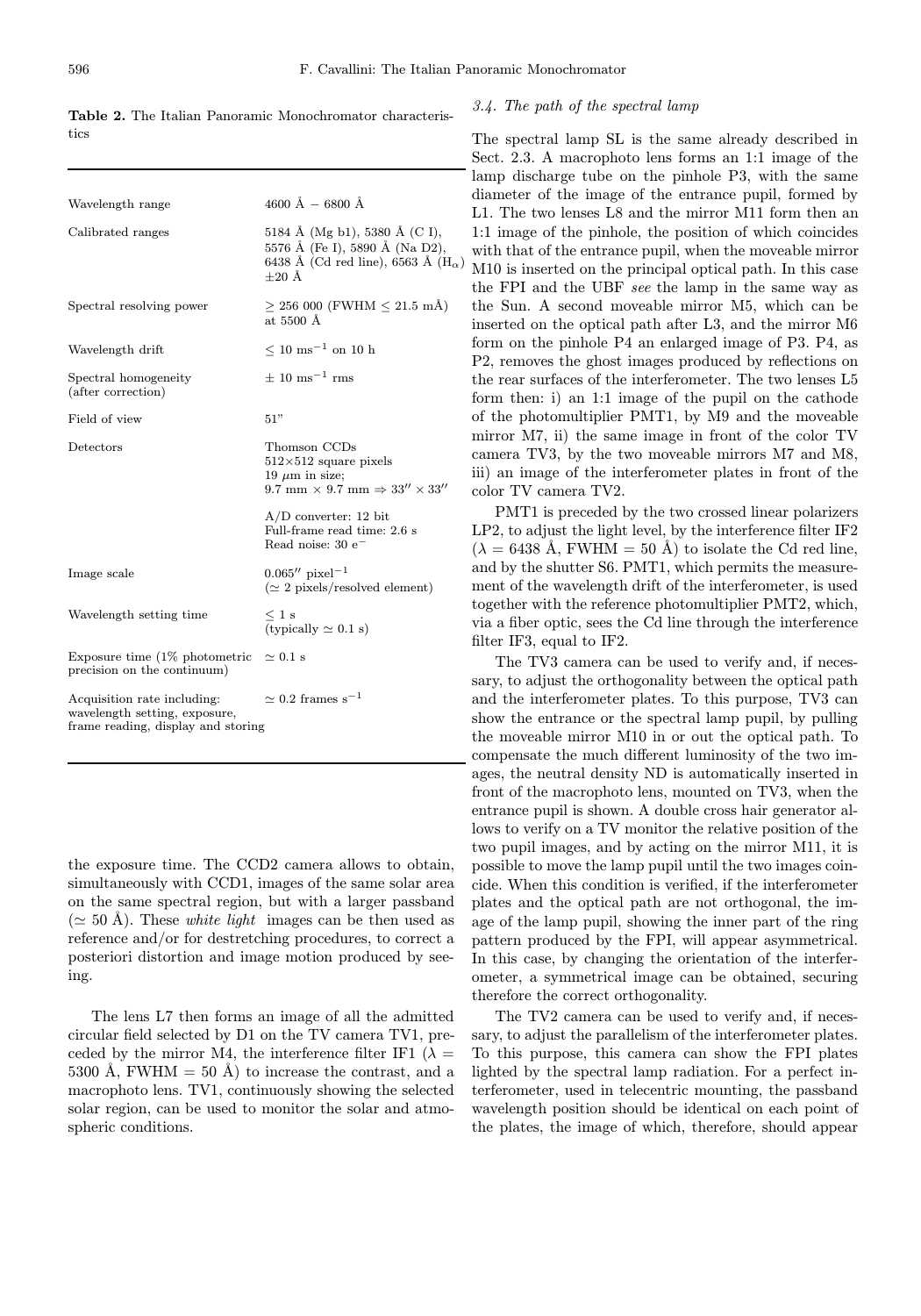**Table 2.** The Italian Panoramic Monochromator characteristics

| | |
|---|---|
| Wavelength range | 4600 Å − 6800 Å |
| Calibrated ranges | 5184 Å (Mg b1), 5380 Å (C I), 5576 Å (Fe I), 5890 Å (Na D2), 6438 Å (Cd red line), 6563 Å ($H_\alpha$) ±20 Å |
| Spectral resolving power | ≥ 256 000 (FWHM ≤ 21.5 mÅ) at 5500 Å |
| Wavelength drift | ≤ 10 $ms^{-1}$ on 10 h |
| Spectral homogeneity (after correction) | ± 10 $ms^{-1}$ rms |
| Field of view | 51" |
| Detectors | Thomson CCDs 512×512 square pixels 19 $\mu$m in size; 9.7 mm × 9.7 mm ⇒ 33″ × 33″ |
| | A/D converter: 12 bit Full-frame read time: 2.6 s Read noise: 30 $e^-$ |
| Image scale | 0.065″ $pixel^{-1}$ (≃ 2 pixels/resolved element) |
| Wavelength setting time | ≤ 1 s (typically ≃ 0.1 s) |
| Exposure time (1% photometric precision on the continuum) | ≃ 0.1 s |
| Acquisition rate including: wavelength setting, exposure, frame reading, display and storing | ≃ 0.2 frames $s^{-1}$ |

the exposure time. The CCD2 camera allows to obtain, simultaneously with CCD1, images of the same solar area on the same spectral region, but with a larger passband (≃ 50 Å). These *white light* images can be then used as reference and/or for destretching procedures, to correct a posteriori distortion and image motion produced by seeing.

The lens L7 then forms an image of all the admitted circular field selected by D1 on the TV camera TV1, preceded by the mirror M4, the interference filter IF1 ($\lambda$ = 5300 Å, FWHM = 50 Å) to increase the contrast, and a macrophoto lens. TV1, continuously showing the selected solar region, can be used to monitor the solar and atmospheric conditions.

### 3.4. The path of the spectral lamp

The spectral lamp SL is the same already described in Sect. 2.3. A macrophoto lens forms an 1:1 image of the lamp discharge tube on the pinhole P3, with the same diameter of the image of the entrance pupil, formed by L1. The two lenses L8 and the mirror M11 form then an 1:1 image of the pinhole, the position of which coincides with that of the entrance pupil, when the moveable mirror M10 is inserted on the principal optical path. In this case the FPI and the UBF *see* the lamp in the same way as the Sun. A second moveable mirror M5, which can be inserted on the optical path after L3, and the mirror M6 form on the pinhole P4 an enlarged image of P3. P4, as P2, removes the ghost images produced by reflections on the rear surfaces of the interferometer. The two lenses L5 form then: i) an 1:1 image of the pupil on the cathode of the photomultiplier PMT1, by M9 and the moveable mirror M7, ii) the same image in front of the color TV camera TV3, by the two moveable mirrors M7 and M8, iii) an image of the interferometer plates in front of the color TV camera TV2.

PMT1 is preceded by the two crossed linear polarizers LP2, to adjust the light level, by the interference filter IF2 ($\lambda$ = 6438 Å, FWHM = 50 Å) to isolate the Cd red line, and by the shutter S6. PMT1, which permits the measurement of the wavelength drift of the interferometer, is used together with the reference photomultiplier PMT2, which, via a fiber optic, sees the Cd line through the interference filter IF3, equal to IF2.

The TV3 camera can be used to verify and, if necessary, to adjust the orthogonality between the optical path and the interferometer plates. To this purpose, TV3 can show the entrance or the spectral lamp pupil, by pulling the moveable mirror M10 in or out the optical path. To compensate the much different luminosity of the two images, the neutral density ND is automatically inserted in front of the macrophoto lens, mounted on TV3, when the entrance pupil is shown. A double cross hair generator allows to verify on a TV monitor the relative position of the two pupil images, and by acting on the mirror M11, it is possible to move the lamp pupil until the two images coincide. When this condition is verified, if the interferometer plates and the optical path are not orthogonal, the image of the lamp pupil, showing the inner part of the ring pattern produced by the FPI, will appear asymmetrical. In this case, by changing the orientation of the interferometer, a symmetrical image can be obtained, securing therefore the correct orthogonality.

The TV2 camera can be used to verify and, if necessary, to adjust the parallelism of the interferometer plates. To this purpose, this camera can show the FPI plates lighted by the spectral lamp radiation. For a perfect interferometer, used in telecentric mounting, the passband wavelength position should be identical on each point of the plates, the image of which, therefore, should appear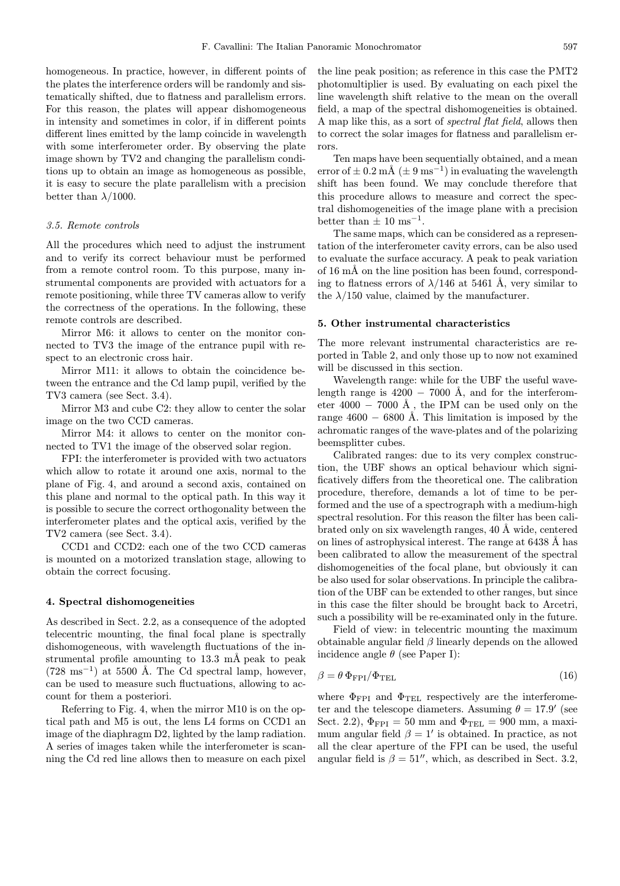homogeneous. In practice, however, in different points of the plates the interference orders will be randomly and sistematically shifted, due to flatness and parallelism errors. For this reason, the plates will appear dishomogeneous in intensity and sometimes in color, if in different points different lines emitted by the lamp coincide in wavelength with some interferometer order. By observing the plate image shown by TV2 and changing the parallelism conditions up to obtain an image as homogeneous as possible, it is easy to secure the plate parallelism with a precision better than $\lambda/1000$.

### 3.5. Remote controls

All the procedures which need to adjust the instrument and to verify its correct behaviour must be performed from a remote control room. To this purpose, many instrumental components are provided with actuators for a remote positioning, while three TV cameras allow to verify the correctness of the operations. In the following, these remote controls are described.

Mirror M6: it allows to center on the monitor connected to TV3 the image of the entrance pupil with respect to an electronic cross hair.

Mirror M11: it allows to obtain the coincidence between the entrance and the Cd lamp pupil, verified by the TV3 camera (see Sect. 3.4).

Mirror M3 and cube C2: they allow to center the solar image on the two CCD cameras.

Mirror M4: it allows to center on the monitor connected to TV1 the image of the observed solar region.

FPI: the interferometer is provided with two actuators which allow to rotate it around one axis, normal to the plane of Fig. 4, and around a second axis, contained on this plane and normal to the optical path. In this way it is possible to secure the correct orthogonality between the interferometer plates and the optical axis, verified by the TV2 camera (see Sect. 3.4).

CCD1 and CCD2: each one of the two CCD cameras is mounted on a motorized translation stage, allowing to obtain the correct focusing.

## 4. Spectral dishomogeneities

As described in Sect. 2.2, as a consequence of the adopted telecentric mounting, the final focal plane is spectrally dishomogeneous, with wavelength fluctuations of the instrumental profile amounting to 13.3 mÅ peak to peak (728 $\mathrm{ms}^{-1}$) at 5500 Å. The Cd spectral lamp, however, can be used to measure such fluctuations, allowing to account for them a posteriori.

Referring to Fig. 4, when the mirror M10 is on the optical path and M5 is out, the lens L4 forms on CCD1 an image of the diaphragm D2, lighted by the lamp radiation. A series of images taken while the interferometer is scanning the Cd red line allows then to measure on each pixel the line peak position; as reference in this case the PMT2 photomultiplier is used. By evaluating on each pixel the line wavelength shift relative to the mean on the overall field, a map of the spectral dishomogeneities is obtained. A map like this, as a sort of *spectral flat field*, allows then to correct the solar images for flatness and parallelism errors.

Ten maps have been sequentially obtained, and a mean error of $\pm$ 0.2 mÅ ($\pm$ 9 $\mathrm{ms}^{-1}$) in evaluating the wavelength shift has been found. We may conclude therefore that this procedure allows to measure and correct the spectral dishomogeneities of the image plane with a precision better than $\pm$ 10 $\mathrm{ms}^{-1}$.

The same maps, which can be considered as a representation of the interferometer cavity errors, can be also used to evaluate the surface accuracy. A peak to peak variation of 16 mÅ on the line position has been found, corresponding to flatness errors of $\lambda/146$ at 5461 Å, very similar to the $\lambda/150$ value, claimed by the manufacturer.

## 5. Other instrumental characteristics

The more relevant instrumental characteristics are reported in Table 2, and only those up to now not examined will be discussed in this section.

Wavelength range: while for the UBF the useful wavelength range is 4200 − 7000 Å, and for the interferometer 4000 − 7000 Å , the IPM can be used only on the range 4600 − 6800 Å. This limitation is imposed by the achromatic ranges of the wave-plates and of the polarizing beemsplitter cubes.

Calibrated ranges: due to its very complex construction, the UBF shows an optical behaviour which significatively differs from the theoretical one. The calibration procedure, therefore, demands a lot of time to be performed and the use of a spectrograph with a medium-high spectral resolution. For this reason the filter has been calibrated only on six wavelength ranges, 40 Å wide, centered on lines of astrophysical interest. The range at 6438 Å has been calibrated to allow the measurement of the spectral dishomogeneities of the focal plane, but obviously it can be also used for solar observations. In principle the calibration of the UBF can be extended to other ranges, but since in this case the filter should be brought back to Arcetri, such a possibility will be re-examinated only in the future.

Field of view: in telecentric mounting the maximum obtainable angular field $\beta$ linearly depends on the allowed incidence angle $\theta$ (see Paper I):

$$\beta = \theta \, \Phi_{\mathrm{FPI}} / \Phi_{\mathrm{TEL}} \tag{16}$$

where $\Phi_{\mathrm{FPI}}$ and $\Phi_{\mathrm{TEL}}$ respectively are the interferometer and the telescope diameters. Assuming $\theta = 17.9'$ (see Sect. 2.2), $\Phi_{\mathrm{FPI}} = 50$ mm and $\Phi_{\mathrm{TEL}} = 900$ mm, a maximum angular field $\beta = 1'$ is obtained. In practice, as not all the clear aperture of the FPI can be used, the useful angular field is $\beta = 51''$, which, as described in Sect. 3.2,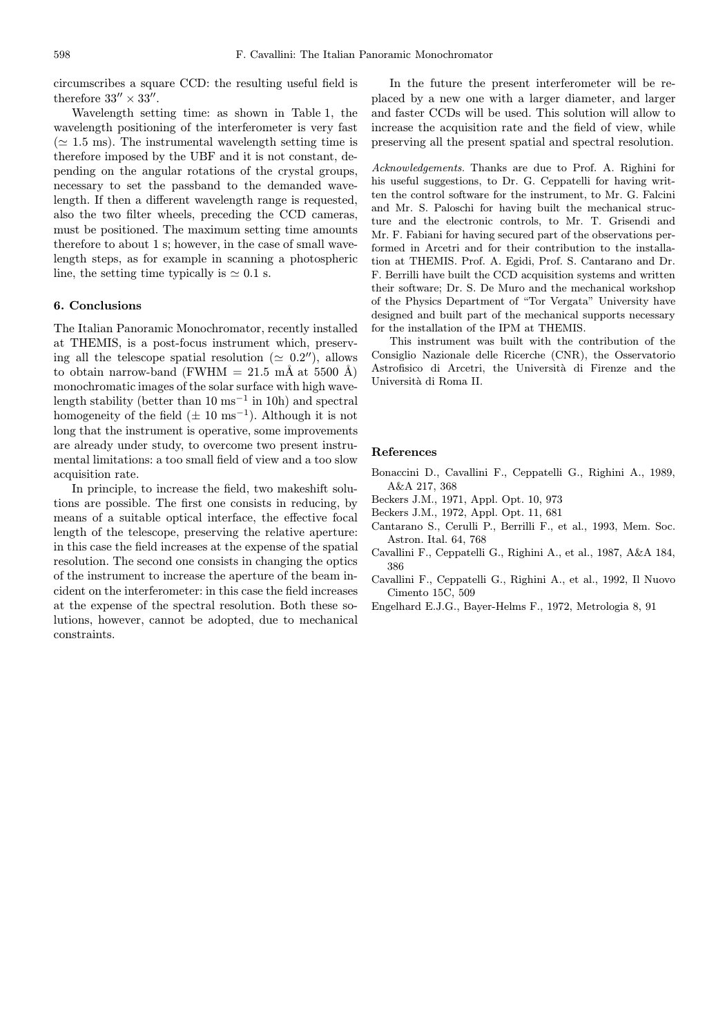circumscribes a square CCD: the resulting useful field is therefore $33'' \times 33''$.

Wavelength setting time: as shown in Table 1, the wavelength positioning of the interferometer is very fast ($\simeq$ 1.5 ms). The instrumental wavelength setting time is therefore imposed by the UBF and it is not constant, depending on the angular rotations of the crystal groups, necessary to set the passband to the demanded wavelength. If then a different wavelength range is requested, also the two filter wheels, preceding the CCD cameras, must be positioned. The maximum setting time amounts therefore to about 1 s; however, in the case of small wavelength steps, as for example in scanning a photospheric line, the setting time typically is $\simeq$ 0.1 s.

## 6. Conclusions

The Italian Panoramic Monochromator, recently installed at THEMIS, is a post-focus instrument which, preserving all the telescope spatial resolution ($\simeq 0.2''$), allows to obtain narrow-band (FWHM = 21.5 mÅ at 5500 Å) monochromatic images of the solar surface with high wavelength stability (better than 10 $\mathrm{ms}^{-1}$ in 10h) and spectral homogeneity of the field ($\pm$ 10 $\mathrm{ms}^{-1}$). Although it is not long that the instrument is operative, some improvements are already under study, to overcome two present instrumental limitations: a too small field of view and a too slow acquisition rate.

In principle, to increase the field, two makeshift solutions are possible. The first one consists in reducing, by means of a suitable optical interface, the effective focal length of the telescope, preserving the relative aperture: in this case the field increases at the expense of the spatial resolution. The second one consists in changing the optics of the instrument to increase the aperture of the beam incident on the interferometer: in this case the field increases at the expense of the spectral resolution. Both these solutions, however, cannot be adopted, due to mechanical constraints.

In the future the present interferometer will be replaced by a new one with a larger diameter, and larger and faster CCDs will be used. This solution will allow to increase the acquisition rate and the field of view, while preserving all the present spatial and spectral resolution.

*Acknowledgements.* Thanks are due to Prof. A. Righini for his useful suggestions, to Dr. G. Ceppatelli for having written the control software for the instrument, to Mr. G. Falcini and Mr. S. Paloschi for having built the mechanical structure and the electronic controls, to Mr. T. Grisendi and Mr. F. Fabiani for having secured part of the observations performed in Arcetri and for their contribution to the installation at THEMIS. Prof. A. Egidi, Prof. S. Cantarano and Dr. F. Berrilli have built the CCD acquisition systems and written their software; Dr. S. De Muro and the mechanical workshop of the Physics Department of "Tor Vergata" University have designed and built part of the mechanical supports necessary for the installation of the IPM at THEMIS.

This instrument was built with the contribution of the Consiglio Nazionale delle Ricerche (CNR), the Osservatorio Astrofisico di Arcetri, the Università di Firenze and the Università di Roma II.

## References

Bonaccini D., Cavallini F., Ceppatelli G., Righini A., 1989, A&A 217, 368

Beckers J.M., 1971, Appl. Opt. 10, 973

Beckers J.M., 1972, Appl. Opt. 11, 681

Cantarano S., Cerulli P., Berrilli F., et al., 1993, Mem. Soc. Astron. Ital. 64, 768

Cavallini F., Ceppatelli G., Righini A., et al., 1987, A&A 184, 386

Cavallini F., Ceppatelli G., Righini A., et al., 1992, Il Nuovo Cimento 15C, 509

Engelhard E.J.G., Bayer-Helms F., 1972, Metrologia 8, 91